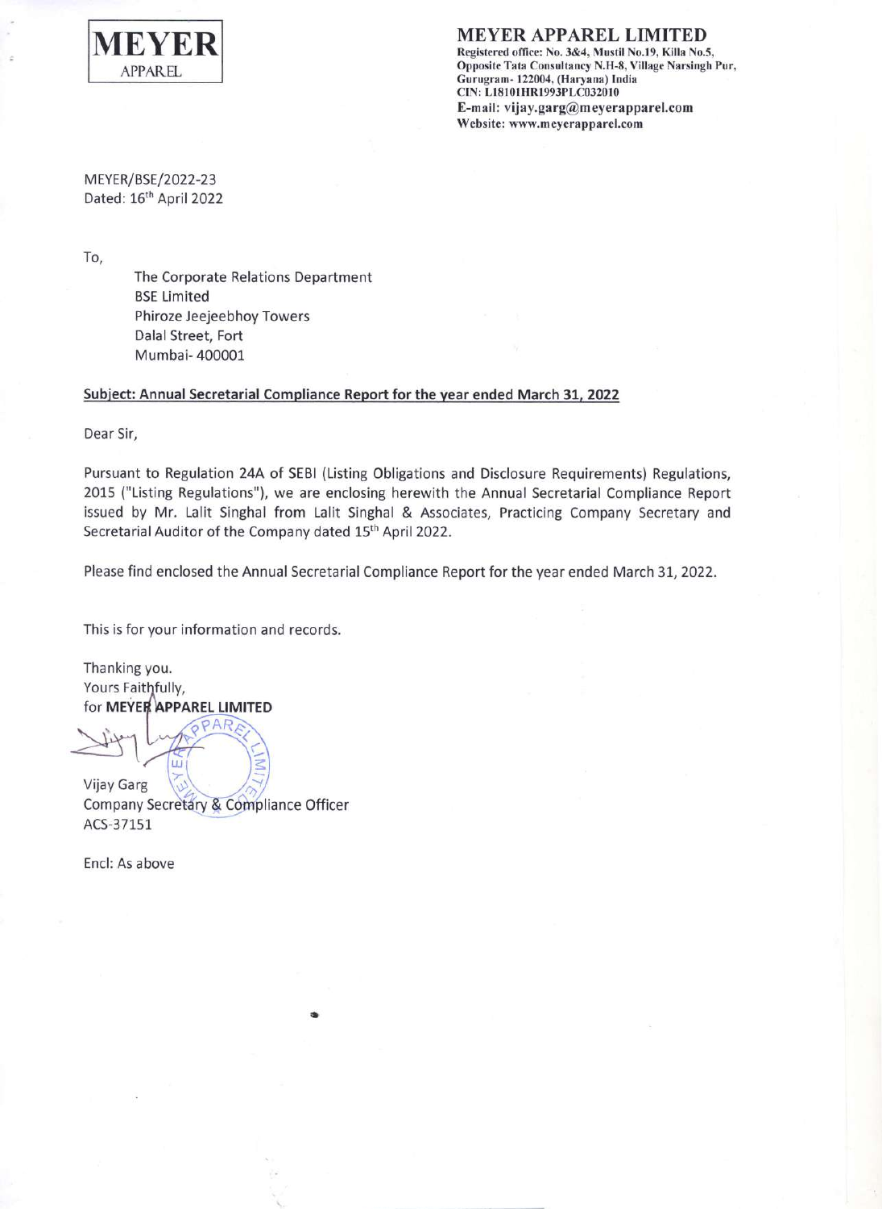**MEYER**
APPAREL

# MEYER APPAREL LIMITED

**Registered office: No. 3&4, Mustil No.19, Killa No.5, Opposite Tata Consultancy N.H-8, Village Narsingh Pur, Gurugram- 122004, (Haryana) India**
**CIN: L18101HR1993PLC032010**
**E-mail: vijay.garg@meyerapparel.com**
**Website: www.meyerapparel.com**

MEYER/BSE/2022-23
Dated: 16th April 2022

To,

The Corporate Relations Department
BSE Limited
Phiroze Jeejeebhoy Towers
Dalal Street, Fort
Mumbai- 400001

**Subject: Annual Secretarial Compliance Report for the year ended March 31, 2022**

Dear Sir,

Pursuant to Regulation 24A of SEBI (Listing Obligations and Disclosure Requirements) Regulations, 2015 ("Listing Regulations"), we are enclosing herewith the Annual Secretarial Compliance Report issued by Mr. Lalit Singhal from Lalit Singhal & Associates, Practicing Company Secretary and Secretarial Auditor of the Company dated 15th April 2022.

Please find enclosed the Annual Secretarial Compliance Report for the year ended March 31, 2022.

This is for your information and records.

Thanking you.
Yours Faithfully,
for **MEYER APPAREL LIMITED**

Vijay Garg
Company Secretary & Compliance Officer
ACS-37151

Encl: As above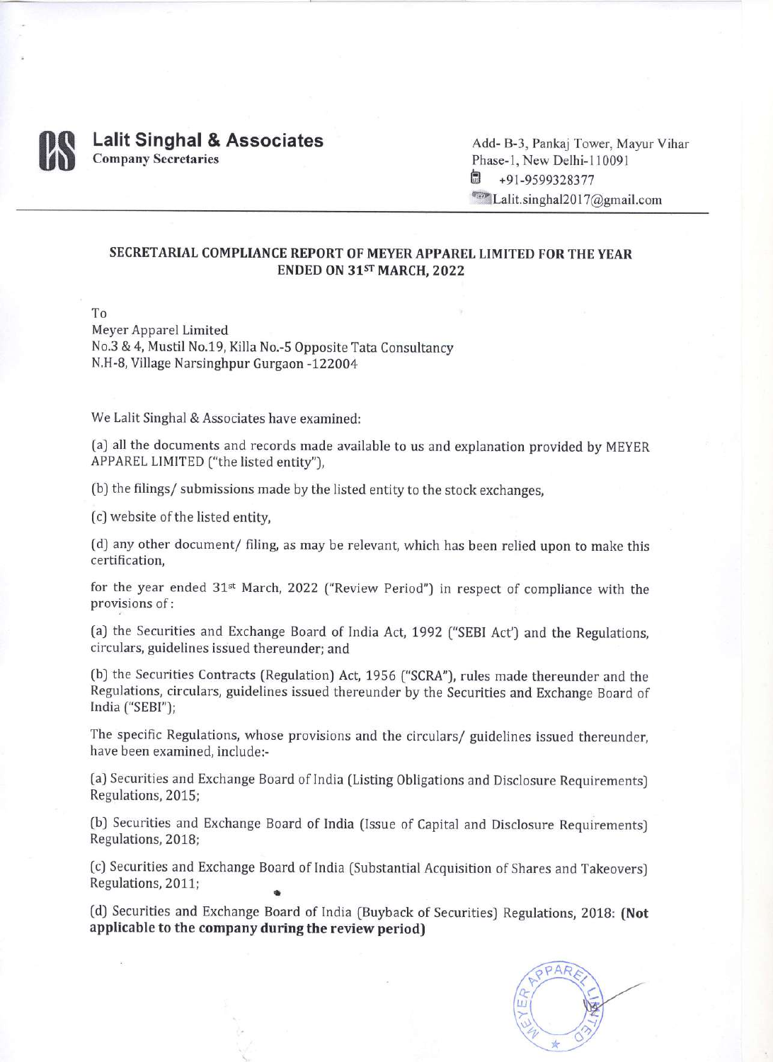**Lalit Singhal & Associates**
**Company Secretaries**

Add- B-3, Pankaj Tower, Mayur Vihar Phase-1, New Delhi-110091
+91-9599328377
Lalit.singhal2017@gmail.com

## SECRETARIAL COMPLIANCE REPORT OF MEYER APPAREL LIMITED FOR THE YEAR ENDED ON 31ST MARCH, 2022

To
Meyer Apparel Limited
No.3 & 4, Mustil No.19, Killa No.-5 Opposite Tata Consultancy
N.H-8, Village Narsinghpur Gurgaon -122004

We Lalit Singhal & Associates have examined:

(a) all the documents and records made available to us and explanation provided by MEYER APPAREL LIMITED ("the listed entity"),

(b) the filings/ submissions made by the listed entity to the stock exchanges,

(c) website of the listed entity,

(d) any other document/ filing, as may be relevant, which has been relied upon to make this certification,

for the year ended 31st March, 2022 ("Review Period") in respect of compliance with the provisions of:

(a) the Securities and Exchange Board of India Act, 1992 ("SEBI Act') and the Regulations, circulars, guidelines issued thereunder; and

(b) the Securities Contracts (Regulation) Act, 1956 ("SCRA"), rules made thereunder and the Regulations, circulars, guidelines issued thereunder by the Securities and Exchange Board of India ("SEBI");

The specific Regulations, whose provisions and the circulars/ guidelines issued thereunder, have been examined, include:-

(a) Securities and Exchange Board of India (Listing Obligations and Disclosure Requirements) Regulations, 2015;

(b) Securities and Exchange Board of India (Issue of Capital and Disclosure Requirements) Regulations, 2018;

(c) Securities and Exchange Board of India (Substantial Acquisition of Shares and Takeovers) Regulations, 2011;

(d) Securities and Exchange Board of India (Buyback of Securities) Regulations, 2018: **(Not applicable to the company during the review period)**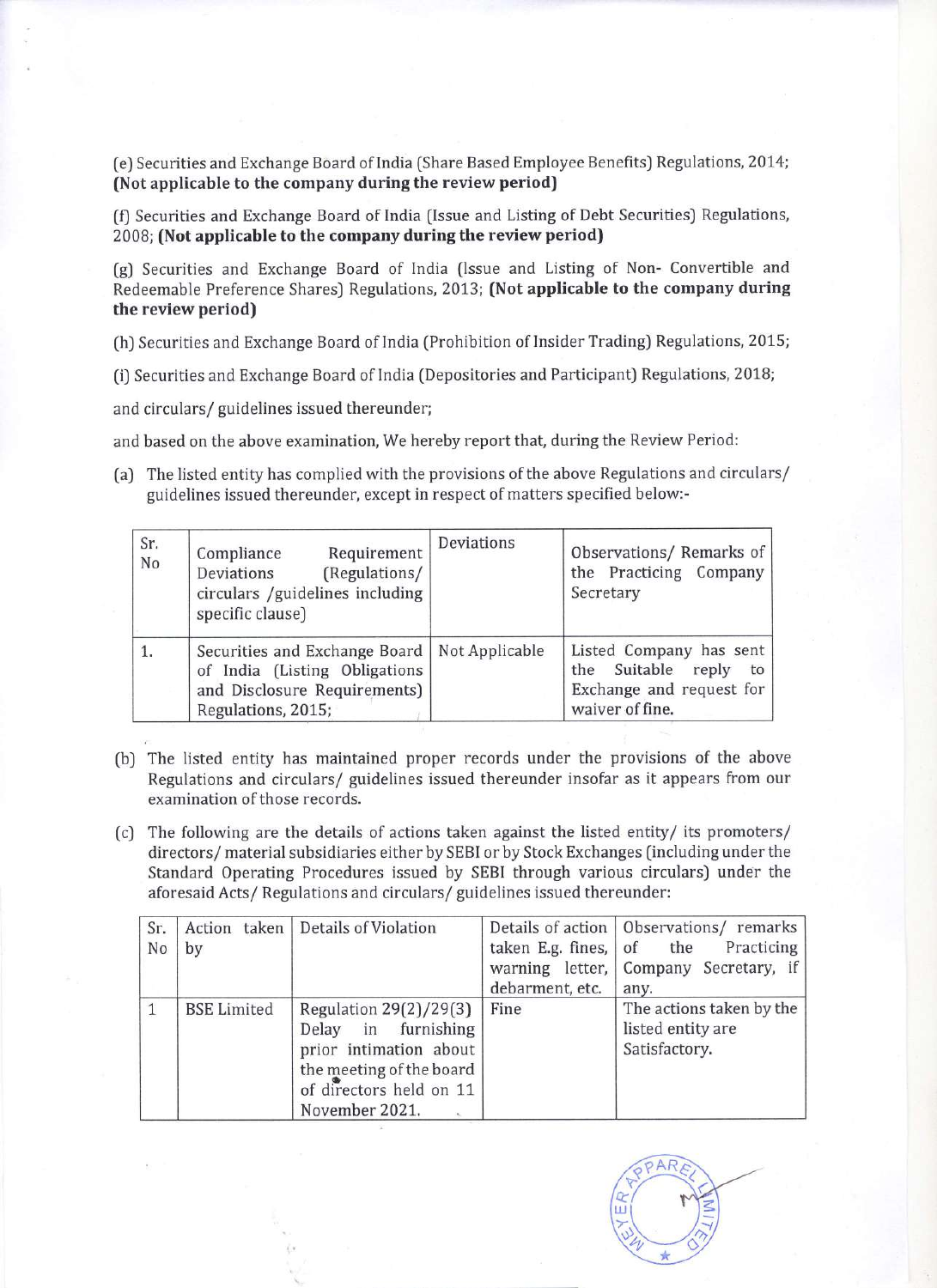(e) Securities and Exchange Board of India (Share Based Employee Benefits) Regulations, 2014; **(Not applicable to the company during the review period)**

(f) Securities and Exchange Board of India (Issue and Listing of Debt Securities) Regulations, 2008; **(Not applicable to the company during the review period)**

(g) Securities and Exchange Board of India (Issue and Listing of Non- Convertible and Redeemable Preference Shares) Regulations, 2013; **(Not applicable to the company during the review period)**

(h) Securities and Exchange Board of India (Prohibition of Insider Trading) Regulations, 2015;

(i) Securities and Exchange Board of India (Depositories and Participant) Regulations, 2018;

and circulars/ guidelines issued thereunder;

and based on the above examination, We hereby report that, during the Review Period:

(a) The listed entity has complied with the provisions of the above Regulations and circulars/ guidelines issued thereunder, except in respect of matters specified below:-

| Sr. No | Compliance Requirement Deviations (Regulations/ circulars /guidelines including specific clause) | Deviations | Observations/ Remarks of the Practicing Company Secretary |
|---|---|---|---|
| 1. | Securities and Exchange Board of India (Listing Obligations and Disclosure Requirements) Regulations, 2015; | Not Applicable | Listed Company has sent the Suitable reply to Exchange and request for waiver of fine. |

(b) The listed entity has maintained proper records under the provisions of the above Regulations and circulars/ guidelines issued thereunder insofar as it appears from our examination of those records.

(c) The following are the details of actions taken against the listed entity/ its promoters/ directors/ material subsidiaries either by SEBI or by Stock Exchanges (including under the Standard Operating Procedures issued by SEBI through various circulars) under the aforesaid Acts/ Regulations and circulars/ guidelines issued thereunder:

| Sr. No | Action taken by | Details of Violation | Details of action taken E.g. fines, warning letter, debarment, etc. | Observations/ remarks of the Practicing Company Secretary, if any. |
|---|---|---|---|---|
| 1 | BSE Limited | Regulation 29(2)/29(3) Delay in furnishing prior intimation about the meeting of the board of directors held on 11 November 2021. | Fine | The actions taken by the listed entity are Satisfactory. |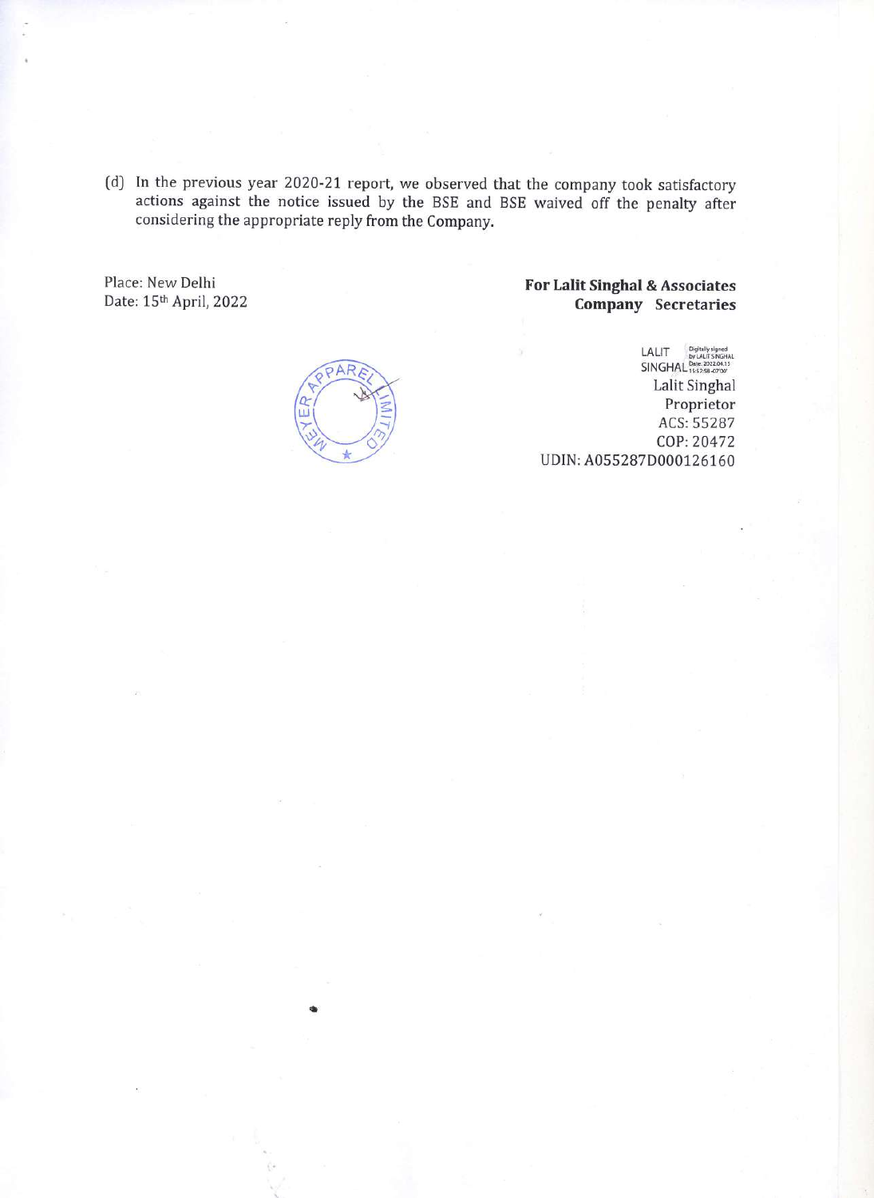(d) In the previous year 2020-21 report, we observed that the company took satisfactory actions against the notice issued by the BSE and BSE waived off the penalty after considering the appropriate reply from the Company.

Place: New Delhi
Date: 15th April, 2022

**For Lalit Singhal & Associates**
**Company Secretaries**

LALIT SINGHAL Digitally signed by LALIT SINGHAL Date: 2022.04.15

Lalit Singhal
Proprietor
ACS: 55287
COP: 20472
UDIN: A055287D000126160